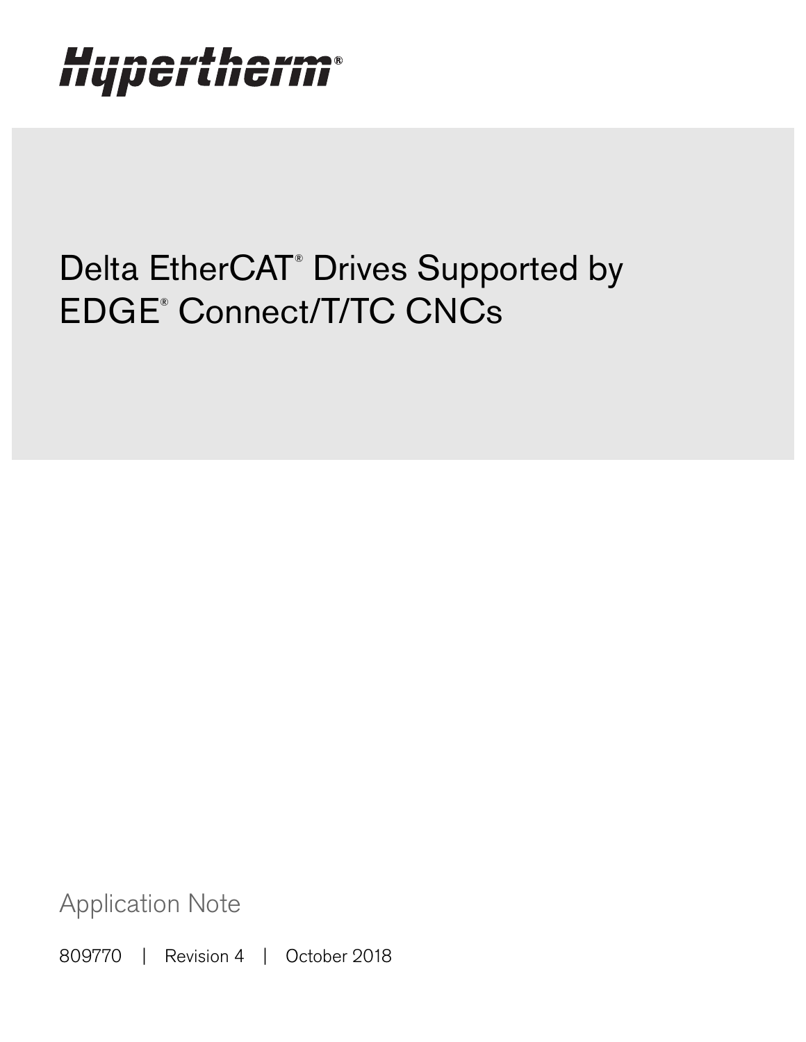Hypertherm®

# Delta EtherCAT® Drives Supported by EDGE® Connect/T/TC CNCs

Application Note

809770 | Revision 4 | October 2018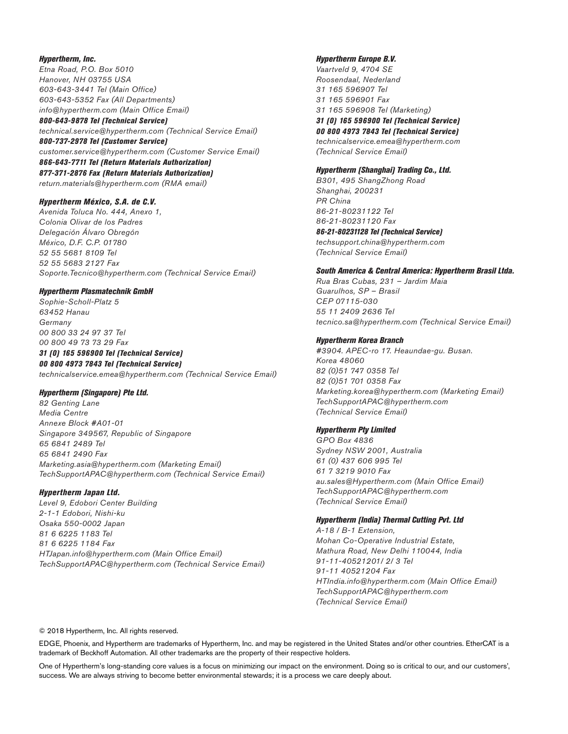**Hypertherm, Inc.**
*Etna Road, P.O. Box 5010*
*Hanover, NH 03755 USA*
*603-643-3441 Tel (Main Office)*
*603-643-5352 Fax (All Departments)*
*info@hypertherm.com (Main Office Email)*
***800-643-9878 Tel (Technical Service)***
*technical.service@hypertherm.com (Technical Service Email)*
***800-737-2978 Tel (Customer Service)***
*customer.service@hypertherm.com (Customer Service Email)*
***866-643-7711 Tel (Return Materials Authorization)***
***877-371-2876 Fax (Return Materials Authorization)***
*return.materials@hypertherm.com (RMA email)*

**Hypertherm México, S.A. de C.V.**
*Avenida Toluca No. 444, Anexo 1,*
*Colonia Olivar de los Padres*
*Delegación Álvaro Obregón*
*México, D.F. C.P. 01780*
*52 55 5681 8109 Tel*
*52 55 5683 2127 Fax*
*Soporte.Tecnico@hypertherm.com (Technical Service Email)*

**Hypertherm Plasmatechnik GmbH**
*Sophie-Scholl-Platz 5*
*63452 Hanau*
*Germany*
*00 800 33 24 97 37 Tel*
*00 800 49 73 73 29 Fax*
***31 (0) 165 596900 Tel (Technical Service)***
***00 800 4973 7843 Tel (Technical Service)***
*technicalservice.emea@hypertherm.com (Technical Service Email)*

**Hypertherm (Singapore) Pte Ltd.**
*82 Genting Lane*
*Media Centre*
*Annexe Block #A01-01*
*Singapore 349567, Republic of Singapore*
*65 6841 2489 Tel*
*65 6841 2490 Fax*
*Marketing.asia@hypertherm.com (Marketing Email)*
*TechSupportAPAC@hypertherm.com (Technical Service Email)*

**Hypertherm Japan Ltd.**
*Level 9, Edobori Center Building*
*2-1-1 Edobori, Nishi-ku*
*Osaka 550-0002 Japan*
*81 6 6225 1183 Tel*
*81 6 6225 1184 Fax*
*HTJapan.info@hypertherm.com (Main Office Email)*
*TechSupportAPAC@hypertherm.com (Technical Service Email)*

**Hypertherm Europe B.V.**
*Vaartveld 9, 4704 SE*
*Roosendaal, Nederland*
*31 165 596907 Tel*
*31 165 596901 Fax*
*31 165 596908 Tel (Marketing)*
***31 (0) 165 596900 Tel (Technical Service)***
***00 800 4973 7843 Tel (Technical Service)***
*technicalservice.emea@hypertherm.com*
*(Technical Service Email)*

**Hypertherm (Shanghai) Trading Co., Ltd.**
*B301, 495 ShangZhong Road*
*Shanghai, 200231*
*PR China*
*86-21-80231122 Tel*
*86-21-80231120 Fax*
***86-21-80231128 Tel (Technical Service)***
*techsupport.china@hypertherm.com*
*(Technical Service Email)*

**South America & Central America: Hypertherm Brasil Ltda.**
*Rua Bras Cubas, 231 – Jardim Maia*
*Guarulhos, SP – Brasil*
*CEP 07115-030*
*55 11 2409 2636 Tel*
*tecnico.sa@hypertherm.com (Technical Service Email)*

**Hypertherm Korea Branch**
*#3904. APEC-ro 17. Heaundae-gu. Busan.*
*Korea 48060*
*82 (0)51 747 0358 Tel*
*82 (0)51 701 0358 Fax*
*Marketing.korea@hypertherm.com (Marketing Email)*
*TechSupportAPAC@hypertherm.com*
*(Technical Service Email)*

**Hypertherm Pty Limited**
*GPO Box 4836*
*Sydney NSW 2001, Australia*
*61 (0) 437 606 995 Tel*
*61 7 3219 9010 Fax*
*au.sales@Hypertherm.com (Main Office Email)*
*TechSupportAPAC@hypertherm.com*
*(Technical Service Email)*

**Hypertherm (India) Thermal Cutting Pvt. Ltd**
*A-18 / B-1 Extension,*
*Mohan Co-Operative Industrial Estate,*
*Mathura Road, New Delhi 110044, India*
*91-11-40521201/ 2/ 3 Tel*
*91-11 40521204 Fax*
*HTIndia.info@hypertherm.com (Main Office Email)*
*TechSupportAPAC@hypertherm.com*
*(Technical Service Email)*

© 2018 Hypertherm, Inc. All rights reserved.

EDGE, Phoenix, and Hypertherm are trademarks of Hypertherm, Inc. and may be registered in the United States and/or other countries. EtherCAT is a trademark of Beckhoff Automation. All other trademarks are the property of their respective holders.

One of Hypertherm's long-standing core values is a focus on minimizing our impact on the environment. Doing so is critical to our, and our customers', success. We are always striving to become better environmental stewards; it is a process we care deeply about.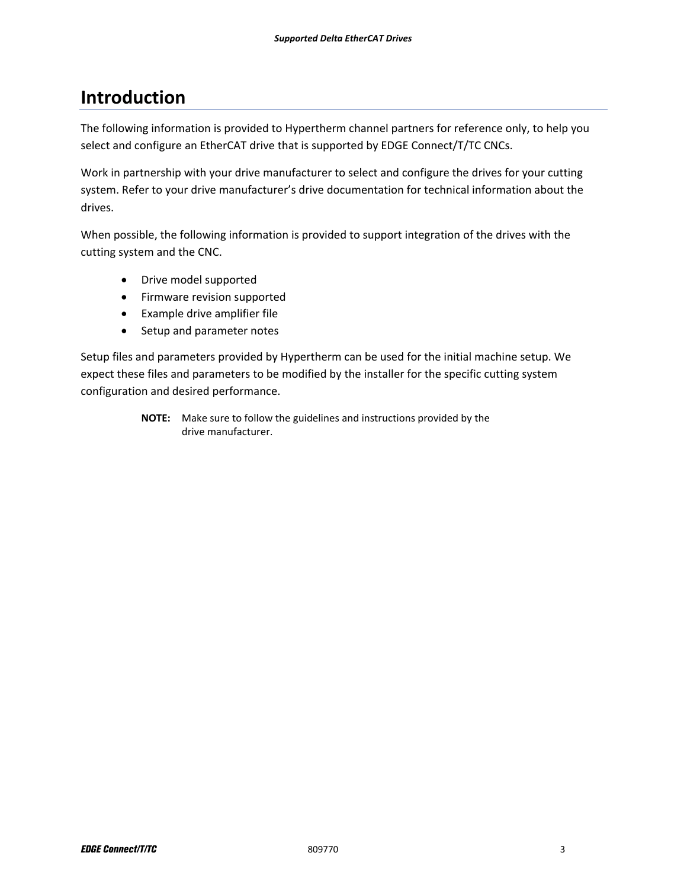# Introduction

The following information is provided to Hypertherm channel partners for reference only, to help you select and configure an EtherCAT drive that is supported by EDGE Connect/T/TC CNCs.

Work in partnership with your drive manufacturer to select and configure the drives for your cutting system. Refer to your drive manufacturer's drive documentation for technical information about the drives.

When possible, the following information is provided to support integration of the drives with the cutting system and the CNC.

- Drive model supported
- Firmware revision supported
- Example drive amplifier file
- Setup and parameter notes

Setup files and parameters provided by Hypertherm can be used for the initial machine setup. We expect these files and parameters to be modified by the installer for the specific cutting system configuration and desired performance.

> **NOTE:** Make sure to follow the guidelines and instructions provided by the drive manufacturer.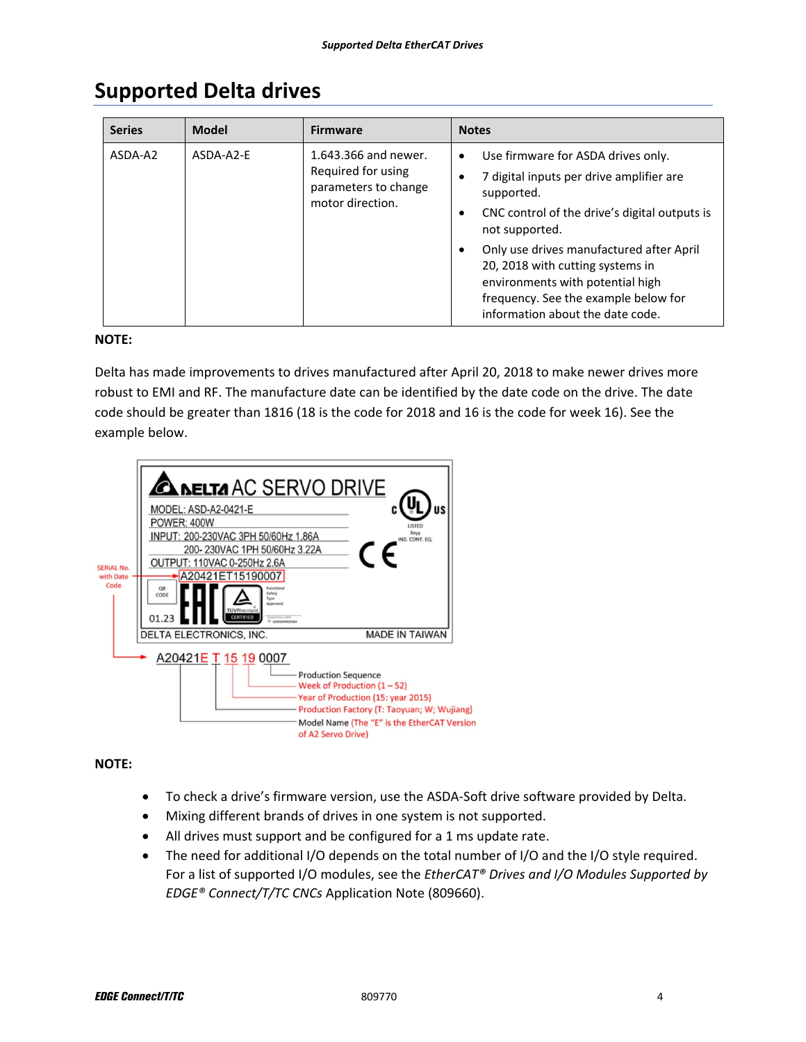## Supported Delta drives

| Series | Model | Firmware | Notes |
|---|---|---|---|
| ASDA-A2 | ASDA-A2-E | 1.643.366 and newer. Required for using parameters to change motor direction. | • Use firmware for ASDA drives only.<br>• 7 digital inputs per drive amplifier are supported.<br>• CNC control of the drive's digital outputs is not supported.<br>• Only use drives manufactured after April 20, 2018 with cutting systems in environments with potential high frequency. See the example below for information about the date code. |

**NOTE:**

Delta has made improvements to drives manufactured after April 20, 2018 to make newer drives more robust to EMI and RF. The manufacture date can be identified by the date code on the drive. The date code should be greater than 1816 (18 is the code for 2018 and 16 is the code for week 16). See the example below.

DELTA AC SERVO DRIVE
MODEL: ASD-A2-0421-E
POWER: 400W
INPUT: 200-230VAC 3PH 50/60Hz 1.86A
200- 230VAC 1PH 50/60Hz 3.22A
OUTPUT: 110VAC 0-250Hz 2.6A
A20421ET15190007
01.23
DELTA ELECTRONICS, INC. MADE IN TAIWAN

SERIAL No. with Date Code

A20421E T 15 19 0007

- Production Sequence
- Week of Production (1 – 52)
- Year of Production (15: year 2015)
- Production Factory (T: Taoyuan; W; Wujiang)
- Model Name (The "E" is the EtherCAT Version of A2 Servo Drive)

**NOTE:**

- To check a drive's firmware version, use the ASDA-Soft drive software provided by Delta.
- Mixing different brands of drives in one system is not supported.
- All drives must support and be configured for a 1 ms update rate.
- The need for additional I/O depends on the total number of I/O and the I/O style required. For a list of supported I/O modules, see the *EtherCAT® Drives and I/O Modules Supported by EDGE® Connect/T/TC CNCs* Application Note (809660).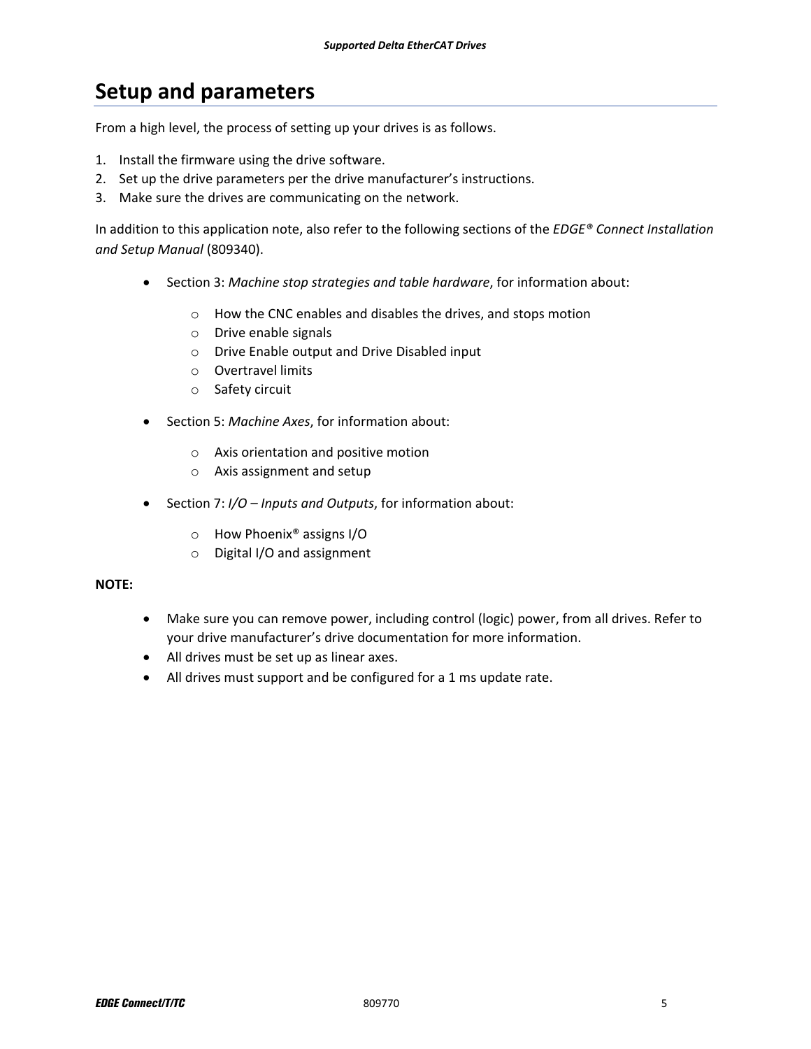# Setup and parameters

From a high level, the process of setting up your drives is as follows.

1. Install the firmware using the drive software.
2. Set up the drive parameters per the drive manufacturer's instructions.
3. Make sure the drives are communicating on the network.

In addition to this application note, also refer to the following sections of the *EDGE® Connect Installation and Setup Manual* (809340).

- Section 3: *Machine stop strategies and table hardware*, for information about:
  - How the CNC enables and disables the drives, and stops motion
  - Drive enable signals
  - Drive Enable output and Drive Disabled input
  - Overtravel limits
  - Safety circuit
- Section 5: *Machine Axes*, for information about:
  - Axis orientation and positive motion
  - Axis assignment and setup
- Section 7: *I/O – Inputs and Outputs*, for information about:
  - How Phoenix® assigns I/O
  - Digital I/O and assignment

**NOTE:**

- Make sure you can remove power, including control (logic) power, from all drives. Refer to your drive manufacturer's drive documentation for more information.
- All drives must be set up as linear axes.
- All drives must support and be configured for a 1 ms update rate.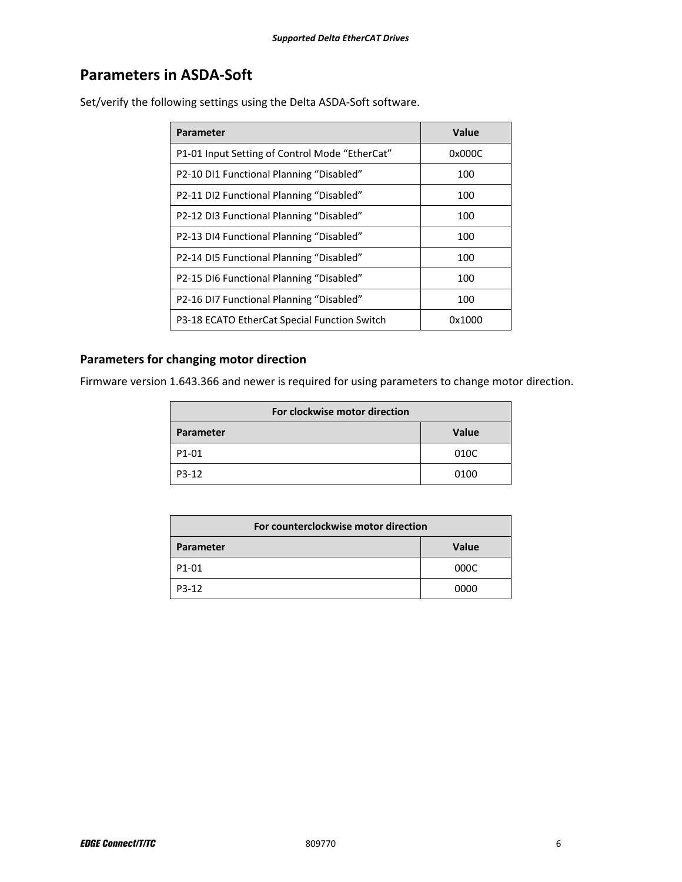## Parameters in ASDA-Soft

Set/verify the following settings using the Delta ASDA-Soft software.

| Parameter | Value |
|---|---|
| P1-01 Input Setting of Control Mode “EtherCat” | 0x000C |
| P2-10 DI1 Functional Planning “Disabled” | 100 |
| P2-11 DI2 Functional Planning “Disabled” | 100 |
| P2-12 DI3 Functional Planning “Disabled” | 100 |
| P2-13 DI4 Functional Planning “Disabled” | 100 |
| P2-14 DI5 Functional Planning “Disabled” | 100 |
| P2-15 DI6 Functional Planning “Disabled” | 100 |
| P2-16 DI7 Functional Planning “Disabled” | 100 |
| P3-18 ECATO EtherCat Special Function Switch | 0x1000 |

### Parameters for changing motor direction

Firmware version 1.643.366 and newer is required for using parameters to change motor direction.

| For clockwise motor direction | |
|---|---|
| **Parameter** | **Value** |
| P1-01 | 010C |
| P3-12 | 0100 |

| For counterclockwise motor direction | |
|---|---|
| **Parameter** | **Value** |
| P1-01 | 000C |
| P3-12 | 0000 |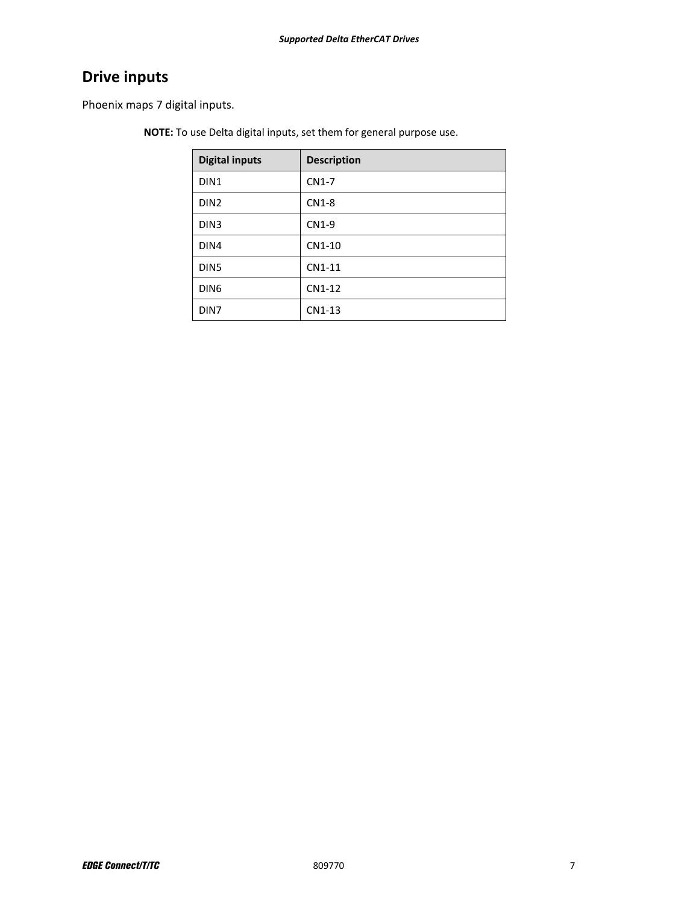## Drive inputs

Phoenix maps 7 digital inputs.

**NOTE:** To use Delta digital inputs, set them for general purpose use.

| Digital inputs | Description |
|---|---|
| DIN1 | CN1-7 |
| DIN2 | CN1-8 |
| DIN3 | CN1-9 |
| DIN4 | CN1-10 |
| DIN5 | CN1-11 |
| DIN6 | CN1-12 |
| DIN7 | CN1-13 |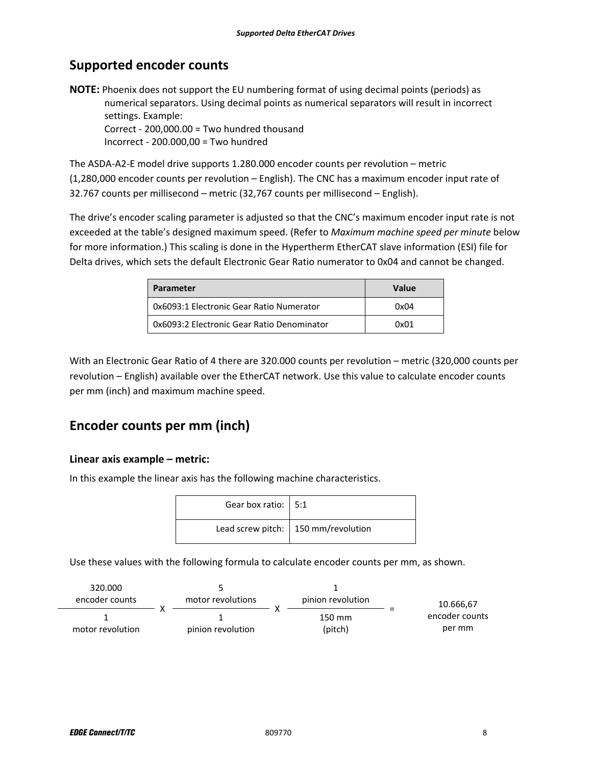## Supported encoder counts

**NOTE:** Phoenix does not support the EU numbering format of using decimal points (periods) as numerical separators. Using decimal points as numerical separators will result in incorrect settings. Example:
Correct - 200,000.00 = Two hundred thousand
Incorrect - 200.000,00 = Two hundred

The ASDA-A2-E model drive supports 1.280.000 encoder counts per revolution – metric (1,280,000 encoder counts per revolution – English). The CNC has a maximum encoder input rate of 32.767 counts per millisecond – metric (32,767 counts per millisecond – English).

The drive's encoder scaling parameter is adjusted so that the CNC's maximum encoder input rate is not exceeded at the table's designed maximum speed. (Refer to *Maximum machine speed per minute* below for more information.) This scaling is done in the Hypertherm EtherCAT slave information (ESI) file for Delta drives, which sets the default Electronic Gear Ratio numerator to 0x04 and cannot be changed.

| Parameter | Value |
|---|---|
| 0x6093:1 Electronic Gear Ratio Numerator | 0x04 |
| 0x6093:2 Electronic Gear Ratio Denominator | 0x01 |

With an Electronic Gear Ratio of 4 there are 320.000 counts per revolution – metric (320,000 counts per revolution – English) available over the EtherCAT network. Use this value to calculate encoder counts per mm (inch) and maximum machine speed.

## Encoder counts per mm (inch)

### Linear axis example – metric:

In this example the linear axis has the following machine characteristics.

| | |
|---|---|
| Gear box ratio: | 5:1 |
| Lead screw pitch: | 150 mm/revolution |

Use these values with the following formula to calculate encoder counts per mm, as shown.

$$\frac{\text{320.000 encoder counts}}{\text{1 motor revolution}} \times \frac{\text{5 motor revolutions}}{\text{1 pinion revolution}} \times \frac{\text{1 pinion revolution}}{\text{150 mm (pitch)}} = \text{10.666,67 encoder counts per mm}$$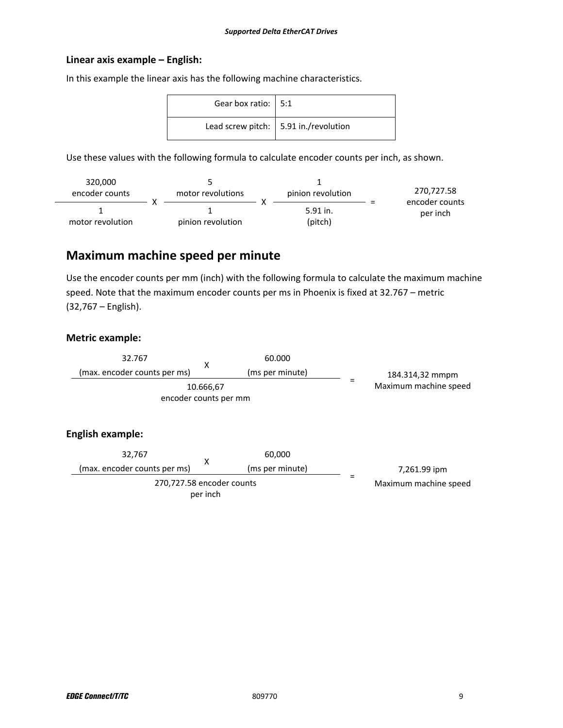### Linear axis example – English:

In this example the linear axis has the following machine characteristics.

| | |
|---|---|
| Gear box ratio: | 5:1 |
| Lead screw pitch: | 5.91 in./revolution |

Use these values with the following formula to calculate encoder counts per inch, as shown.

$$\frac{320{,}000 \text{ encoder counts}}{1 \text{ motor revolution}} \times \frac{5 \text{ motor revolutions}}{1 \text{ pinion revolution}} \times \frac{1 \text{ pinion revolution}}{5.91 \text{ in. (pitch)}} = 270{,}727.58 \text{ encoder counts per inch}$$

## Maximum machine speed per minute

Use the encoder counts per mm (inch) with the following formula to calculate the maximum machine speed. Note that the maximum encoder counts per ms in Phoenix is fixed at 32.767 – metric (32,767 – English).

### Metric example:

$$\frac{32.767 \text{ (max. encoder counts per ms)} \times 60.000 \text{ (ms per minute)}}{10.666{,}67 \text{ encoder counts per mm}} = 184.314{,}32 \text{ mmpm Maximum machine speed}$$

### English example:

$$\frac{32{,}767 \text{ (max. encoder counts per ms)} \times 60{,}000 \text{ (ms per minute)}}{270{,}727.58 \text{ encoder counts per inch}} = 7{,}261.99 \text{ ipm Maximum machine speed}$$